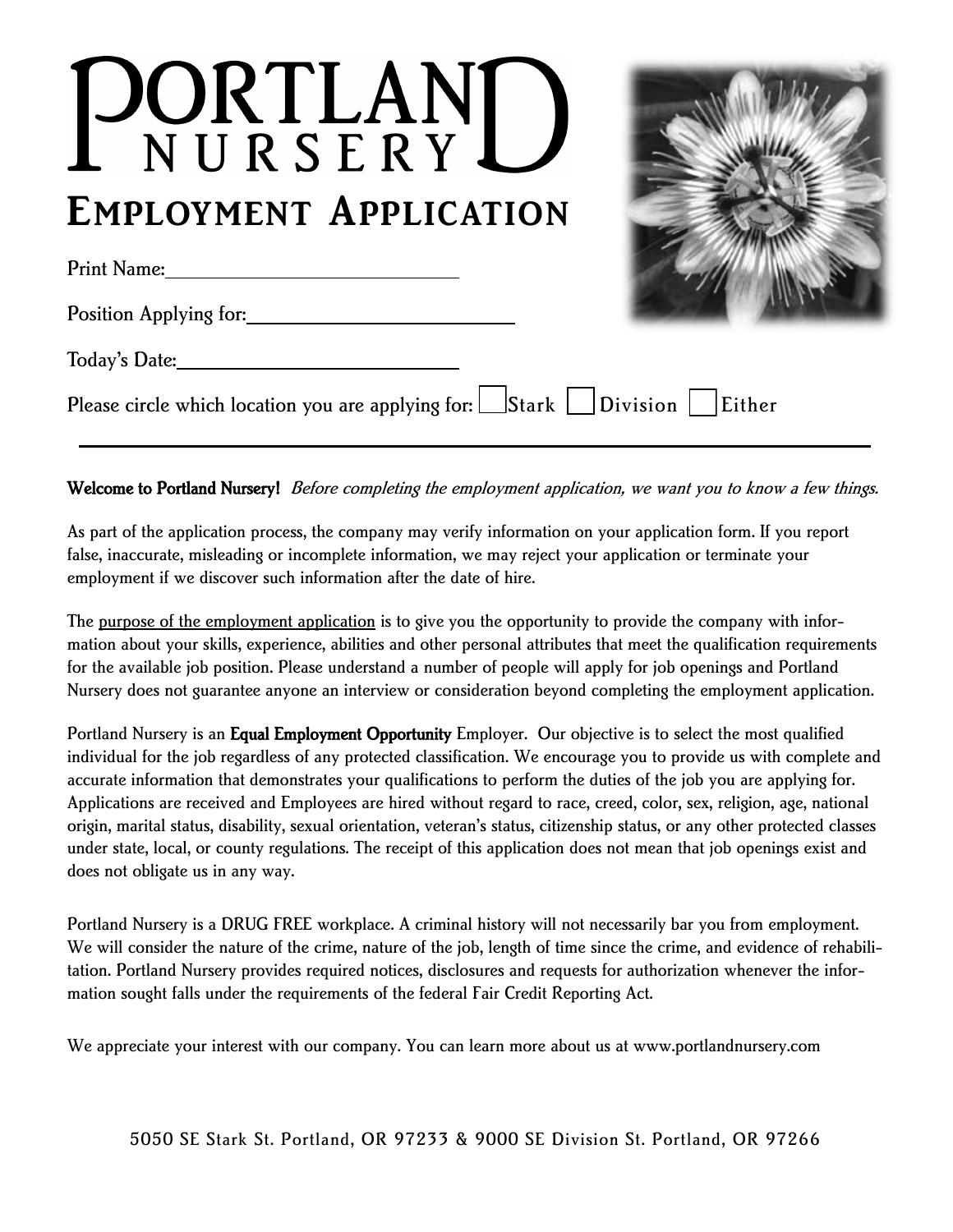# PORTLAND NURSERY

## EMPLOYMENT APPLICATION

Print Name:\_\_\_\_\_\_\_\_\_\_\_\_\_\_\_\_\_\_\_\_\_\_\_\_\_\_\_\_\_\_

Position Applying for:\_\_\_\_\_\_\_\_\_\_\_\_\_\_\_\_\_\_\_\_\_\_\_\_\_\_

Today's Date:\_\_\_\_\_\_\_\_\_\_\_\_\_\_\_\_\_\_\_\_\_\_\_\_\_\_\_\_

Please circle which location you are applying for: ☐ Stark ☐ Division ☐ Either

---

**Welcome to Portland Nursery!** *Before completing the employment application, we want you to know a few things.*

As part of the application process, the company may verify information on your application form. If you report false, inaccurate, misleading or incomplete information, we may reject your application or terminate your employment if we discover such information after the date of hire.

The <u>purpose of the employment application</u> is to give you the opportunity to provide the company with information about your skills, experience, abilities and other personal attributes that meet the qualification requirements for the available job position. Please understand a number of people will apply for job openings and Portland Nursery does not guarantee anyone an interview or consideration beyond completing the employment application.

Portland Nursery is an **Equal Employment Opportunity** Employer. Our objective is to select the most qualified individual for the job regardless of any protected classification. We encourage you to provide us with complete and accurate information that demonstrates your qualifications to perform the duties of the job you are applying for. Applications are received and Employees are hired without regard to race, creed, color, sex, religion, age, national origin, marital status, disability, sexual orientation, veteran's status, citizenship status, or any other protected classes under state, local, or county regulations. The receipt of this application does not mean that job openings exist and does not obligate us in any way.

Portland Nursery is a DRUG FREE workplace. A criminal history will not necessarily bar you from employment. We will consider the nature of the crime, nature of the job, length of time since the crime, and evidence of rehabilitation. Portland Nursery provides required notices, disclosures and requests for authorization whenever the information sought falls under the requirements of the federal Fair Credit Reporting Act.

We appreciate your interest with our company. You can learn more about us at www.portlandnursery.com

5050 SE Stark St. Portland, OR 97233 & 9000 SE Division St. Portland, OR 97266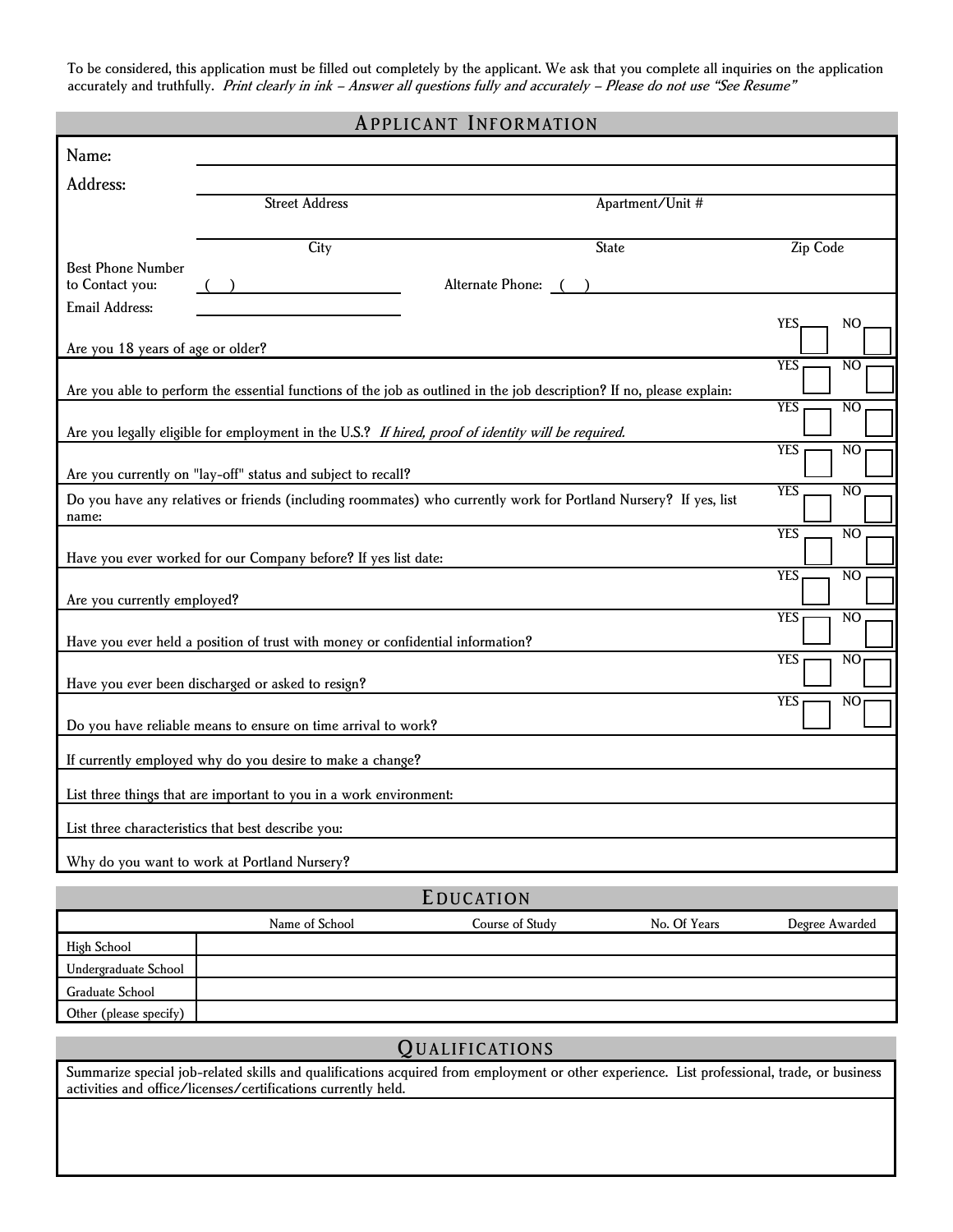To be considered, this application must be filled out completely by the applicant. We ask that you complete all inquiries on the application accurately and truthfully. *Print clearly in ink – Answer all questions fully and accurately – Please do not use "See Resume"*

## APPLICANT INFORMATION

Name:

Address:

Street Address | Apartment/Unit #

City | State | Zip Code

Best Phone Number to Contact you: ( ) | Alternate Phone: ( )

Email Address:

| Question | YES | NO |
|---|---|---|
| Are you 18 years of age or older? | ☐ | ☐ |
| Are you able to perform the essential functions of the job as outlined in the job description? If no, please explain: | ☐ | ☐ |
| Are you legally eligible for employment in the U.S.? *If hired, proof of identity will be required.* | ☐ | ☐ |
| Are you currently on "lay-off" status and subject to recall? | ☐ | ☐ |
| Do you have any relatives or friends (including roommates) who currently work for Portland Nursery? If yes, list name: | ☐ | ☐ |
| Have you ever worked for our Company before? If yes list date: | ☐ | ☐ |
| Are you currently employed? | ☐ | ☐ |
| Have you ever held a position of trust with money or confidential information? | ☐ | ☐ |
| Have you ever been discharged or asked to resign? | ☐ | ☐ |
| Do you have reliable means to ensure on time arrival to work? | ☐ | ☐ |

If currently employed why do you desire to make a change?

List three things that are important to you in a work environment:

List three characteristics that best describe you:

Why do you want to work at Portland Nursery?

## EDUCATION

| | Name of School | Course of Study | No. Of Years | Degree Awarded |
|---|---|---|---|---|
| High School | | | | |
| Undergraduate School | | | | |
| Graduate School | | | | |
| Other (please specify) | | | | |

## QUALIFICATIONS

Summarize special job-related skills and qualifications acquired from employment or other experience. List professional, trade, or business activities and office/licenses/certifications currently held.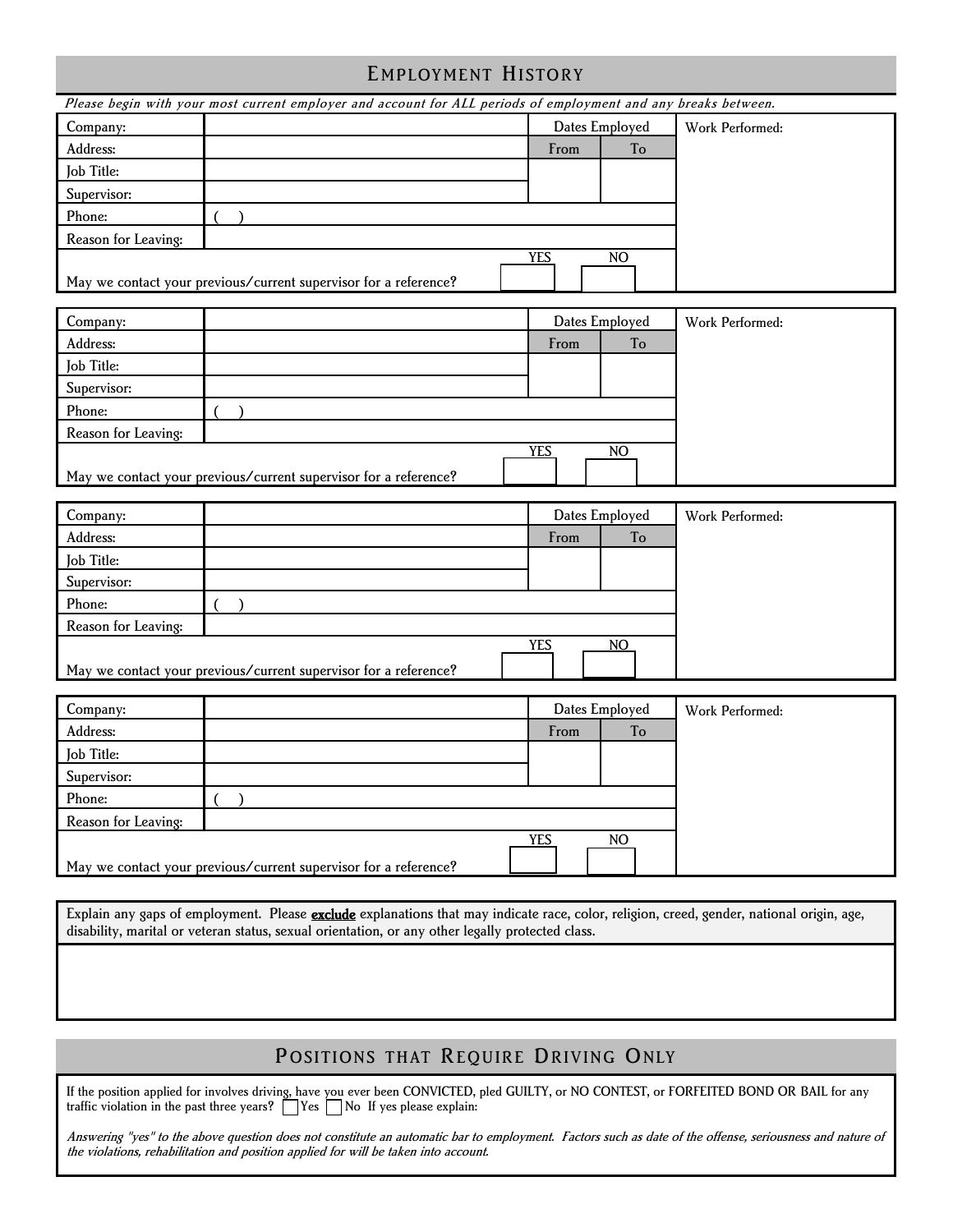## Employment History

*Please begin with your most current employer and account for ALL periods of employment and any breaks between.*

| Company: | | Dates Employed | | Work Performed: |
|---|---|---|---|---|
| Address: | | From | To | |
| Job Title: | | | | |
| Supervisor: | | | | |
| Phone: | ( ) | | | |
| Reason for Leaving: | | | | |
| May we contact your previous/current supervisor for a reference? | | YES | NO | |

| Company: | | Dates Employed | | Work Performed: |
|---|---|---|---|---|
| Address: | | From | To | |
| Job Title: | | | | |
| Supervisor: | | | | |
| Phone: | ( ) | | | |
| Reason for Leaving: | | | | |
| May we contact your previous/current supervisor for a reference? | | YES | NO | |

| Company: | | Dates Employed | | Work Performed: |
|---|---|---|---|---|
| Address: | | From | To | |
| Job Title: | | | | |
| Supervisor: | | | | |
| Phone: | ( ) | | | |
| Reason for Leaving: | | | | |
| May we contact your previous/current supervisor for a reference? | | YES | NO | |

| Company: | | Dates Employed | | Work Performed: |
|---|---|---|---|---|
| Address: | | From | To | |
| Job Title: | | | | |
| Supervisor: | | | | |
| Phone: | ( ) | | | |
| Reason for Leaving: | | | | |
| May we contact your previous/current supervisor for a reference? | | YES | NO | |

Explain any gaps of employment. Please **exclude** explanations that may indicate race, color, religion, creed, gender, national origin, age, disability, marital or veteran status, sexual orientation, or any other legally protected class.

## Positions that Require Driving Only

If the position applied for involves driving, have you ever been CONVICTED, pled GUILTY, or NO CONTEST, or FORFEITED BOND OR BAIL for any traffic violation in the past three years? ☐ Yes ☐ No If yes please explain:

*Answering "yes" to the above question does not constitute an automatic bar to employment. Factors such as date of the offense, seriousness and nature of the violations, rehabilitation and position applied for will be taken into account.*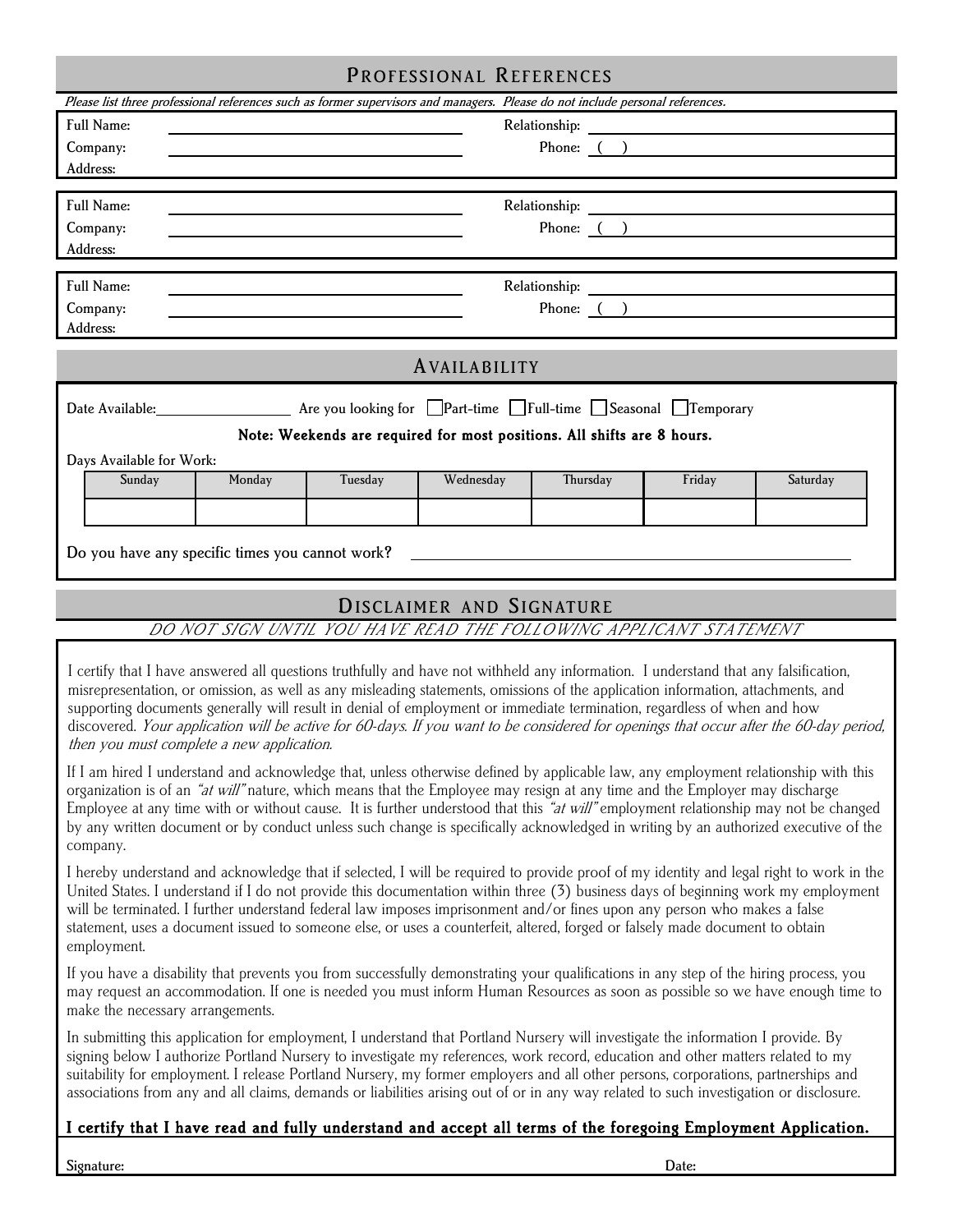## PROFESSIONAL REFERENCES

*Please list three professional references such as former supervisors and managers. Please do not include personal references.*

Full Name: ______________________ Relationship: ______________________

Company: ______________________ Phone: ( ) ______________________

Address:

Full Name: ______________________ Relationship: ______________________

Company: ______________________ Phone: ( ) ______________________

Address:

Full Name: ______________________ Relationship: ______________________

Company: ______________________ Phone: ( ) ______________________

Address:

## AVAILABILITY

Date Available: ______________ Are you looking for ☐ Part-time ☐ Full-time ☐ Seasonal ☐ Temporary

**Note: Weekends are required for most positions. All shifts are 8 hours.**

Days Available for Work:

| Sunday | Monday | Tuesday | Wednesday | Thursday | Friday | Saturday |
|---|---|---|---|---|---|---|
| | | | | | | |

Do you have any specific times you cannot work? ______________________

## DISCLAIMER AND SIGNATURE

*DO NOT SIGN UNTIL YOU HAVE READ THE FOLLOWING APPLICANT STATEMENT*

I certify that I have answered all questions truthfully and have not withheld any information. I understand that any falsification, misrepresentation, or omission, as well as any misleading statements, omissions of the application information, attachments, and supporting documents generally will result in denial of employment or immediate termination, regardless of when and how discovered. *Your application will be active for 60-days. If you want to be considered for openings that occur after the 60-day period, then you must complete a new application.*

If I am hired I understand and acknowledge that, unless otherwise defined by applicable law, any employment relationship with this organization is of an *"at will"* nature, which means that the Employee may resign at any time and the Employer may discharge Employee at any time with or without cause. It is further understood that this *"at will"* employment relationship may not be changed by any written document or by conduct unless such change is specifically acknowledged in writing by an authorized executive of the company.

I hereby understand and acknowledge that if selected, I will be required to provide proof of my identity and legal right to work in the United States. I understand if I do not provide this documentation within three (3) business days of beginning work my employment will be terminated. I further understand federal law imposes imprisonment and/or fines upon any person who makes a false statement, uses a document issued to someone else, or uses a counterfeit, altered, forged or falsely made document to obtain employment.

If you have a disability that prevents you from successfully demonstrating your qualifications in any step of the hiring process, you may request an accommodation. If one is needed you must inform Human Resources as soon as possible so we have enough time to make the necessary arrangements.

In submitting this application for employment, I understand that Portland Nursery will investigate the information I provide. By signing below I authorize Portland Nursery to investigate my references, work record, education and other matters related to my suitability for employment. I release Portland Nursery, my former employers and all other persons, corporations, partnerships and associations from any and all claims, demands or liabilities arising out of or in any way related to such investigation or disclosure.

**I certify that I have read and fully understand and accept all terms of the foregoing Employment Application.**

Signature: ______________________ Date: ______________